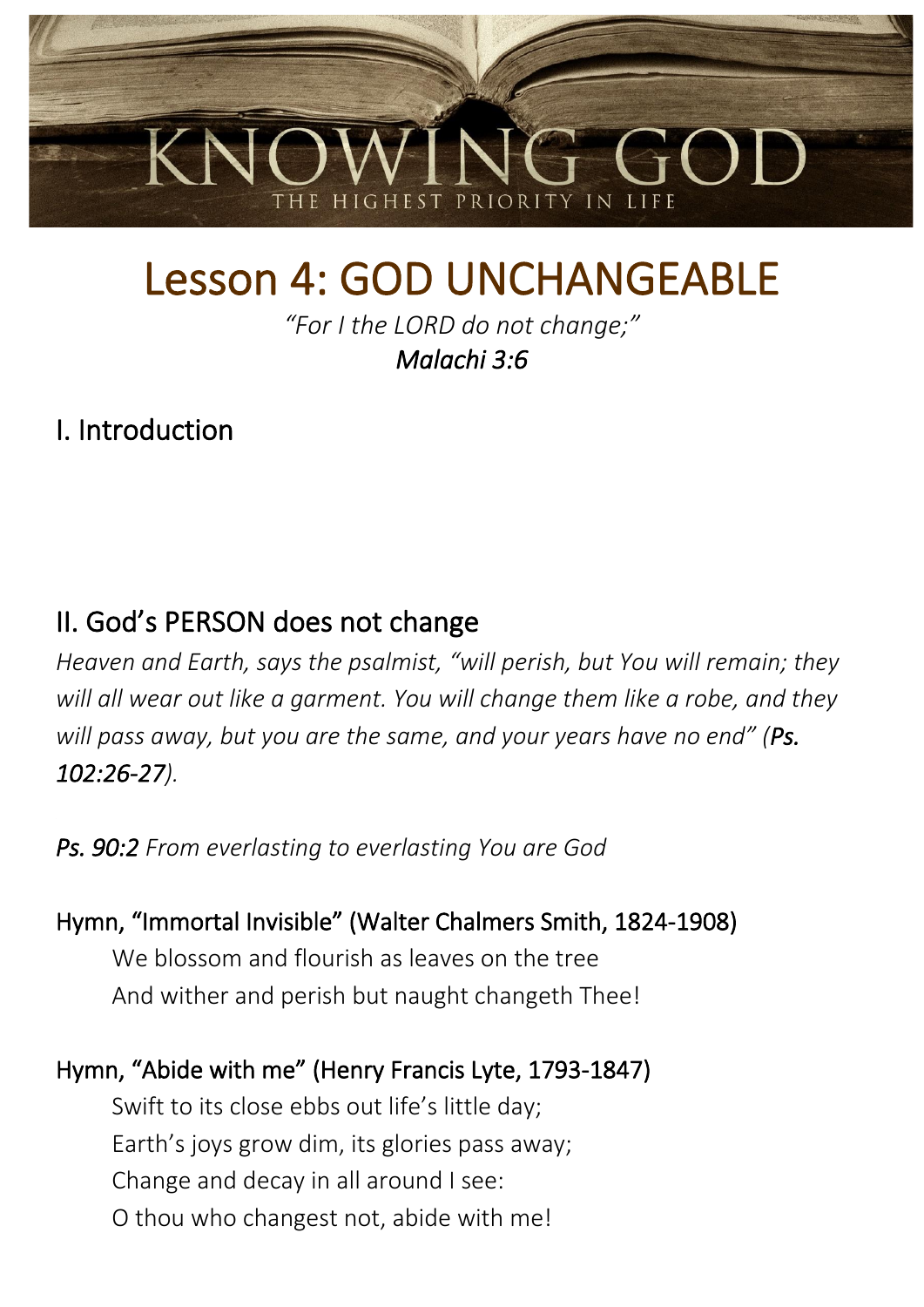# Lesson 4: GOD UNCHANGEABLE

*"For I the LORD do not change;"*
***Malachi 3:6***

## I. Introduction

## II. God's PERSON does not change

*Heaven and Earth, says the psalmist, "will perish, but You will remain; they will all wear out like a garment. You will change them like a robe, and they will pass away, but you are the same, and your years have no end" (**Ps. 102:26-27**).*

***Ps. 90:2*** *From everlasting to everlasting You are God*

**Hymn, "Immortal Invisible" (Walter Chalmers Smith, 1824-1908)**

We blossom and flourish as leaves on the tree
And wither and perish but naught changeth Thee!

**Hymn, "Abide with me" (Henry Francis Lyte, 1793-1847)**

Swift to its close ebbs out life's little day;
Earth's joys grow dim, its glories pass away;
Change and decay in all around I see:
O thou who changest not, abide with me!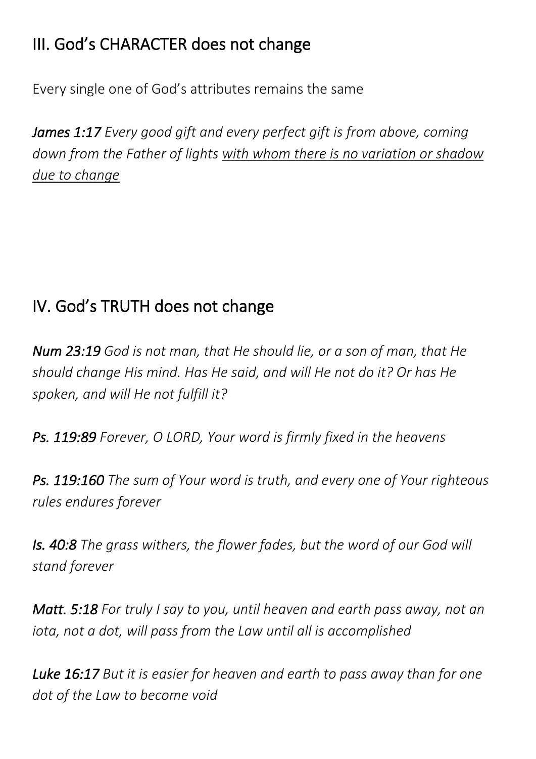## III. God's CHARACTER does not change

Every single one of God's attributes remains the same

***James 1:17*** *Every good gift and every perfect gift is from above, coming down from the Father of lights <u>with whom there is no variation or shadow due to change</u>*

## IV. God's TRUTH does not change

***Num 23:19*** *God is not man, that He should lie, or a son of man, that He should change His mind. Has He said, and will He not do it? Or has He spoken, and will He not fulfill it?*

***Ps. 119:89*** *Forever, O LORD, Your word is firmly fixed in the heavens*

***Ps. 119:160*** *The sum of Your word is truth, and every one of Your righteous rules endures forever*

***Is. 40:8*** *The grass withers, the flower fades, but the word of our God will stand forever*

***Matt. 5:18*** *For truly I say to you, until heaven and earth pass away, not an iota, not a dot, will pass from the Law until all is accomplished*

***Luke 16:17*** *But it is easier for heaven and earth to pass away than for one dot of the Law to become void*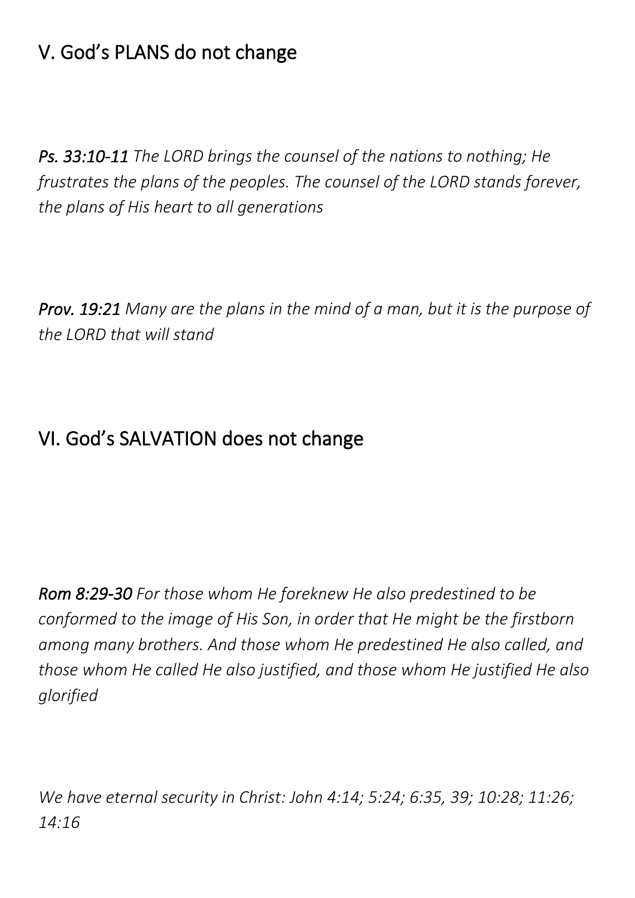## V. God's PLANS do not change

***Ps. 33:10-11*** *The LORD brings the counsel of the nations to nothing; He frustrates the plans of the peoples. The counsel of the LORD stands forever, the plans of His heart to all generations*

***Prov. 19:21*** *Many are the plans in the mind of a man, but it is the purpose of the LORD that will stand*

## VI. God's SALVATION does not change

***Rom 8:29-30*** *For those whom He foreknew He also predestined to be conformed to the image of His Son, in order that He might be the firstborn among many brothers. And those whom He predestined He also called, and those whom He called He also justified, and those whom He justified He also glorified*

*We have eternal security in Christ: John 4:14; 5:24; 6:35, 39; 10:28; 11:26; 14:16*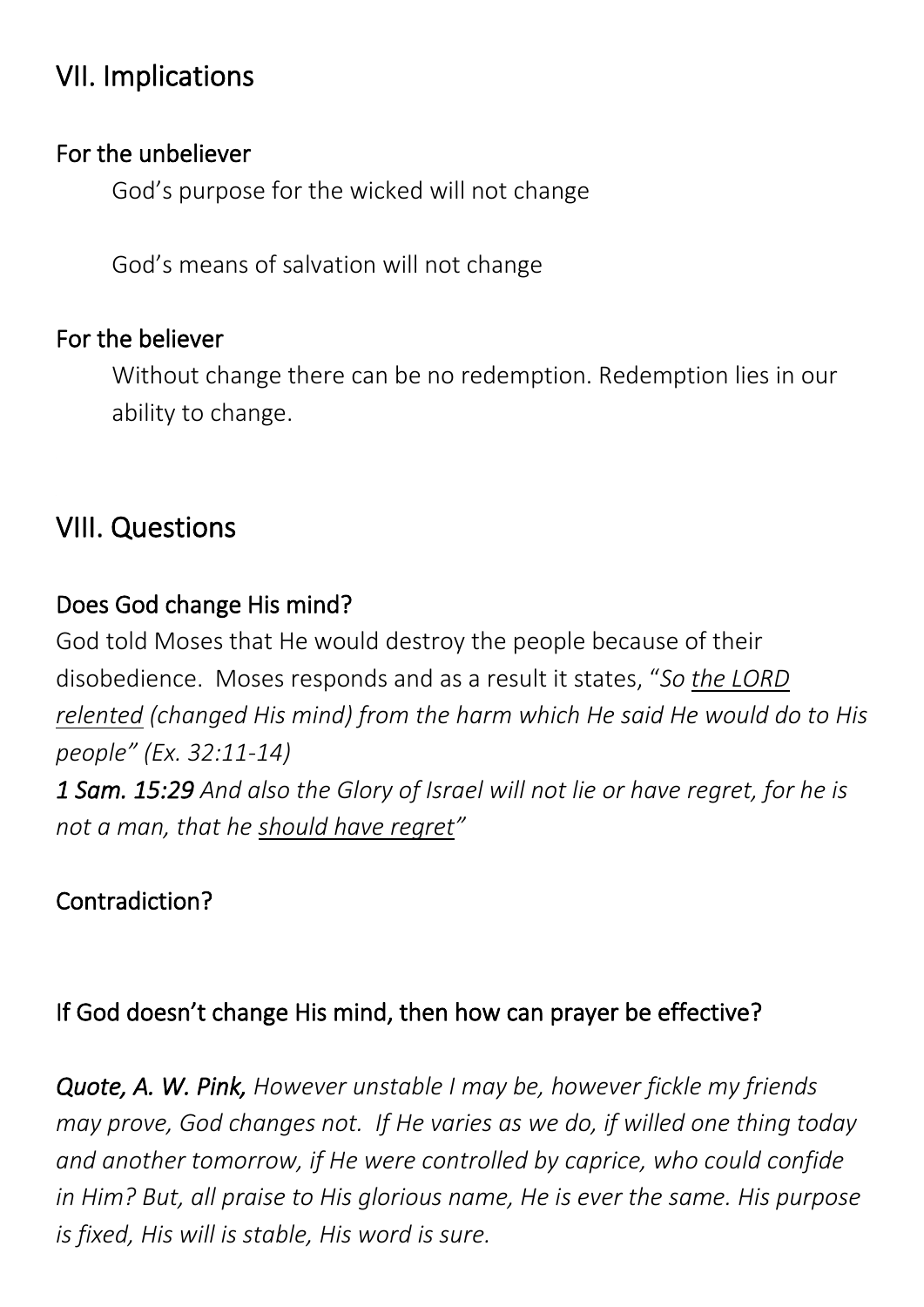## VII. Implications

### For the unbeliever

God's purpose for the wicked will not change

God's means of salvation will not change

### For the believer

Without change there can be no redemption. Redemption lies in our ability to change.

## VIII. Questions

### Does God change His mind?

God told Moses that He would destroy the people because of their disobedience. Moses responds and as a result it states, "*So <u>the LORD relented</u> (changed His mind) from the harm which He said He would do to His people" (Ex. 32:11-14)*

***1 Sam. 15:29*** *And also the Glory of Israel will not lie or have regret, for he is not a man, that he <u>should have regret</u>"*

### Contradiction?

### If God doesn't change His mind, then how can prayer be effective?

***Quote, A. W. Pink,*** *However unstable I may be, however fickle my friends may prove, God changes not. If He varies as we do, if willed one thing today and another tomorrow, if He were controlled by caprice, who could confide in Him? But, all praise to His glorious name, He is ever the same. His purpose is fixed, His will is stable, His word is sure.*